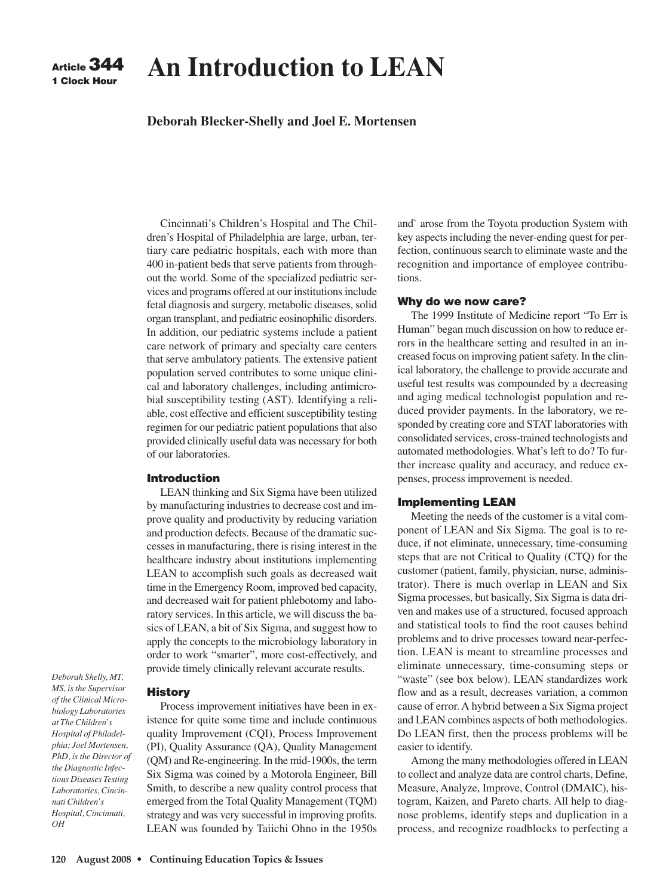Article 344
1 Clock Hour

# An Introduction to LEAN

**Deborah Blecker-Shelly and Joel E. Mortensen**

*Deborah Shelly, MT, MS, is the Supervisor of the Clinical Microbiology Laboratories at The Children's Hospital of Philadelphia; Joel Mortensen, PhD, is the Director of the Diagnostic Infectious Diseases Testing Laboratories, Cincinnati Children's Hospital, Cincinnati, OH*

Cincinnati's Children's Hospital and The Children's Hospital of Philadelphia are large, urban, tertiary care pediatric hospitals, each with more than 400 in-patient beds that serve patients from throughout the world. Some of the specialized pediatric services and programs offered at our institutions include fetal diagnosis and surgery, metabolic diseases, solid organ transplant, and pediatric eosinophilic disorders. In addition, our pediatric systems include a patient care network of primary and specialty care centers that serve ambulatory patients. The extensive patient population served contributes to some unique clinical and laboratory challenges, including antimicrobial susceptibility testing (AST). Identifying a reliable, cost effective and efficient susceptibility testing regimen for our pediatric patient populations that also provided clinically useful data was necessary for both of our laboratories.

## Introduction

LEAN thinking and Six Sigma have been utilized by manufacturing industries to decrease cost and improve quality and productivity by reducing variation and production defects. Because of the dramatic successes in manufacturing, there is rising interest in the healthcare industry about institutions implementing LEAN to accomplish such goals as decreased wait time in the Emergency Room, improved bed capacity, and decreased wait for patient phlebotomy and laboratory services. In this article, we will discuss the basics of LEAN, a bit of Six Sigma, and suggest how to apply the concepts to the microbiology laboratory in order to work "smarter", more cost-effectively, and provide timely clinically relevant accurate results.

## History

Process improvement initiatives have been in existence for quite some time and include continuous quality Improvement (CQI), Process Improvement (PI), Quality Assurance (QA), Quality Management (QM) and Re-engineering. In the mid-1900s, the term Six Sigma was coined by a Motorola Engineer, Bill Smith, to describe a new quality control process that emerged from the Total Quality Management (TQM) strategy and was very successful in improving profits. LEAN was founded by Taiichi Ohno in the 1950s and` arose from the Toyota production System with key aspects including the never-ending quest for perfection, continuous search to eliminate waste and the recognition and importance of employee contributions.

## Why do we now care?

The 1999 Institute of Medicine report "To Err is Human" began much discussion on how to reduce errors in the healthcare setting and resulted in an increased focus on improving patient safety. In the clinical laboratory, the challenge to provide accurate and useful test results was compounded by a decreasing and aging medical technologist population and reduced provider payments. In the laboratory, we responded by creating core and STAT laboratories with consolidated services, cross-trained technologists and automated methodologies. What's left to do? To further increase quality and accuracy, and reduce expenses, process improvement is needed.

## Implementing LEAN

Meeting the needs of the customer is a vital component of LEAN and Six Sigma. The goal is to reduce, if not eliminate, unnecessary, time-consuming steps that are not Critical to Quality (CTQ) for the customer (patient, family, physician, nurse, administrator). There is much overlap in LEAN and Six Sigma processes, but basically, Six Sigma is data driven and makes use of a structured, focused approach and statistical tools to find the root causes behind problems and to drive processes toward near-perfection. LEAN is meant to streamline processes and eliminate unnecessary, time-consuming steps or "waste" (see box below). LEAN standardizes work flow and as a result, decreases variation, a common cause of error. A hybrid between a Six Sigma project and LEAN combines aspects of both methodologies. Do LEAN first, then the process problems will be easier to identify.

Among the many methodologies offered in LEAN to collect and analyze data are control charts, Define, Measure, Analyze, Improve, Control (DMAIC), histogram, Kaizen, and Pareto charts. All help to diagnose problems, identify steps and duplication in a process, and recognize roadblocks to perfecting a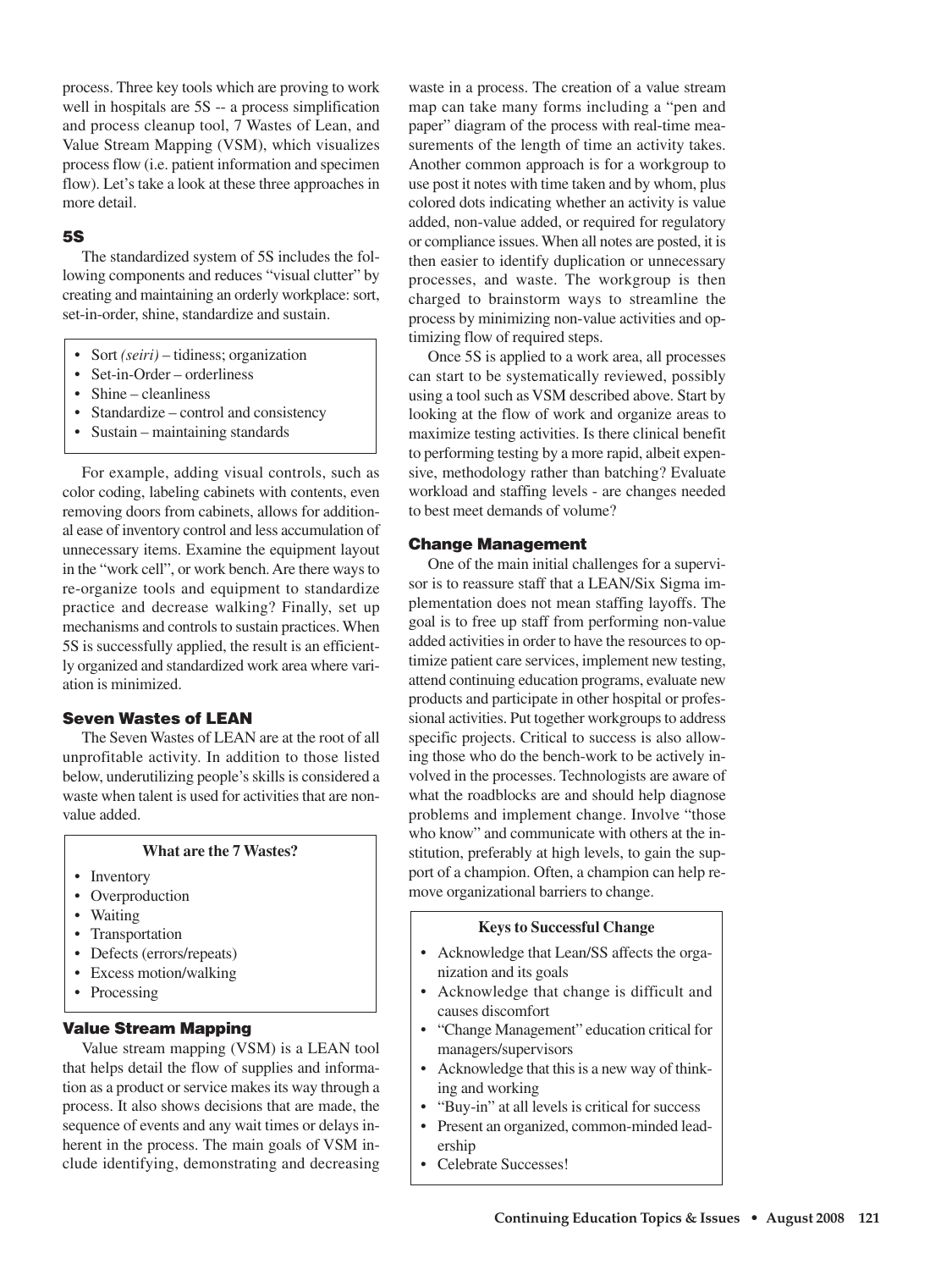process. Three key tools which are proving to work well in hospitals are 5S -- a process simplification and process cleanup tool, 7 Wastes of Lean, and Value Stream Mapping (VSM), which visualizes process flow (i.e. patient information and specimen flow). Let's take a look at these three approaches in more detail.

### 5S

The standardized system of 5S includes the following components and reduces "visual clutter" by creating and maintaining an orderly workplace: sort, set-in-order, shine, standardize and sustain.

- Sort *(seiri)* – tidiness; organization
- Set-in-Order – orderliness
- Shine – cleanliness
- Standardize – control and consistency
- Sustain – maintaining standards

For example, adding visual controls, such as color coding, labeling cabinets with contents, even removing doors from cabinets, allows for additional ease of inventory control and less accumulation of unnecessary items. Examine the equipment layout in the "work cell", or work bench. Are there ways to re-organize tools and equipment to standardize practice and decrease walking? Finally, set up mechanisms and controls to sustain practices. When 5S is successfully applied, the result is an efficiently organized and standardized work area where variation is minimized.

### Seven Wastes of LEAN

The Seven Wastes of LEAN are at the root of all unprofitable activity. In addition to those listed below, underutilizing people's skills is considered a waste when talent is used for activities that are non-value added.

**What are the 7 Wastes?**

- Inventory
- Overproduction
- Waiting
- Transportation
- Defects (errors/repeats)
- Excess motion/walking
- Processing

### Value Stream Mapping

Value stream mapping (VSM) is a LEAN tool that helps detail the flow of supplies and information as a product or service makes its way through a process. It also shows decisions that are made, the sequence of events and any wait times or delays inherent in the process. The main goals of VSM include identifying, demonstrating and decreasing waste in a process. The creation of a value stream map can take many forms including a "pen and paper" diagram of the process with real-time measurements of the length of time an activity takes. Another common approach is for a workgroup to use post it notes with time taken and by whom, plus colored dots indicating whether an activity is value added, non-value added, or required for regulatory or compliance issues. When all notes are posted, it is then easier to identify duplication or unnecessary processes, and waste. The workgroup is then charged to brainstorm ways to streamline the process by minimizing non-value activities and optimizing flow of required steps.

Once 5S is applied to a work area, all processes can start to be systematically reviewed, possibly using a tool such as VSM described above. Start by looking at the flow of work and organize areas to maximize testing activities. Is there clinical benefit to performing testing by a more rapid, albeit expensive, methodology rather than batching? Evaluate workload and staffing levels - are changes needed to best meet demands of volume?

### Change Management

One of the main initial challenges for a supervisor is to reassure staff that a LEAN/Six Sigma implementation does not mean staffing layoffs. The goal is to free up staff from performing non-value added activities in order to have the resources to optimize patient care services, implement new testing, attend continuing education programs, evaluate new products and participate in other hospital or professional activities. Put together workgroups to address specific projects. Critical to success is also allowing those who do the bench-work to be actively involved in the processes. Technologists are aware of what the roadblocks are and should help diagnose problems and implement change. Involve "those who know" and communicate with others at the institution, preferably at high levels, to gain the support of a champion. Often, a champion can help remove organizational barriers to change.

**Keys to Successful Change**

- Acknowledge that Lean/SS affects the organization and its goals
- Acknowledge that change is difficult and causes discomfort
- "Change Management" education critical for managers/supervisors
- Acknowledge that this is a new way of thinking and working
- "Buy-in" at all levels is critical for success
- Present an organized, common-minded leadership
- Celebrate Successes!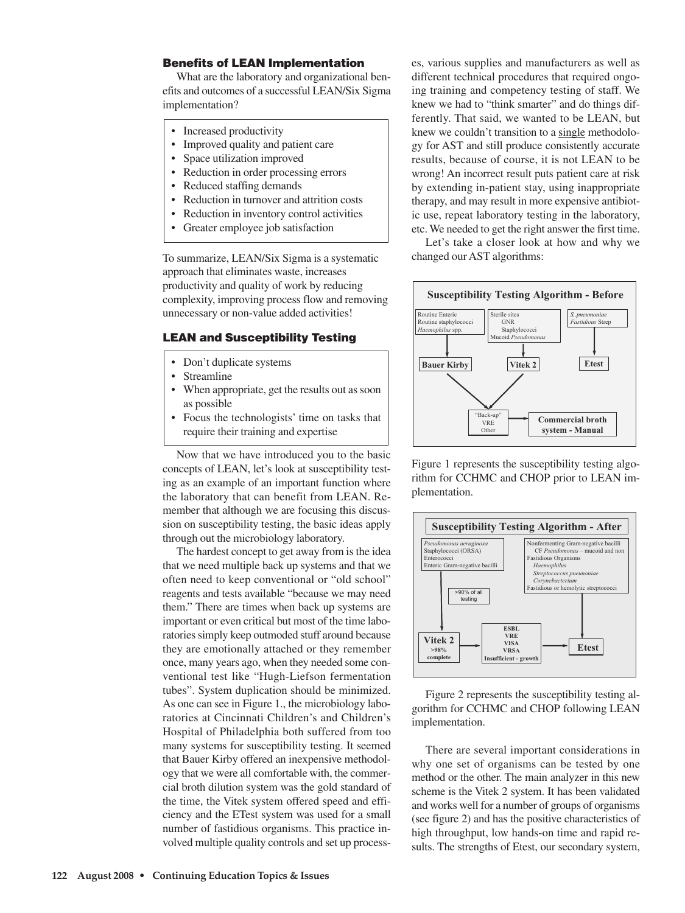### Benefits of LEAN Implementation

What are the laboratory and organizational benefits and outcomes of a successful LEAN/Six Sigma implementation?

- Increased productivity
- Improved quality and patient care
- Space utilization improved
- Reduction in order processing errors
- Reduced staffing demands
- Reduction in turnover and attrition costs
- Reduction in inventory control activities
- Greater employee job satisfaction

To summarize, LEAN/Six Sigma is a systematic approach that eliminates waste, increases productivity and quality of work by reducing complexity, improving process flow and removing unnecessary or non-value added activities!

### LEAN and Susceptibility Testing

- Don't duplicate systems
- Streamline
- When appropriate, get the results out as soon as possible
- Focus the technologists' time on tasks that require their training and expertise

Now that we have introduced you to the basic concepts of LEAN, let's look at susceptibility testing as an example of an important function where the laboratory that can benefit from LEAN. Remember that although we are focusing this discussion on susceptibility testing, the basic ideas apply through out the microbiology laboratory.

The hardest concept to get away from is the idea that we need multiple back up systems and that we often need to keep conventional or "old school" reagents and tests available "because we may need them." There are times when back up systems are important or even critical but most of the time laboratories simply keep outmoded stuff around because they are emotionally attached or they remember once, many years ago, when they needed some conventional test like "Hugh-Liefson fermentation tubes". System duplication should be minimized. As one can see in Figure 1., the microbiology laboratories at Cincinnati Children's and Children's Hospital of Philadelphia both suffered from too many systems for susceptibility testing. It seemed that Bauer Kirby offered an inexpensive methodology that we were all comfortable with, the commercial broth dilution system was the gold standard of the time, the Vitek system offered speed and efficiency and the ETest system was used for a small number of fastidious organisms. This practice involved multiple quality controls and set up processes, various supplies and manufacturers as well as different technical procedures that required ongoing training and competency testing of staff. We knew we had to "think smarter" and do things differently. That said, we wanted to be LEAN, but knew we couldn't transition to a single methodology for AST and still produce consistently accurate results, because of course, it is not LEAN to be wrong! An incorrect result puts patient care at risk by extending in-patient stay, using inappropriate therapy, and may result in more expensive antibiotic use, repeat laboratory testing in the laboratory, etc. We needed to get the right answer the first time.

Let's take a closer look at how and why we changed our AST algorithms:

**Susceptibility Testing Algorithm - Before**

- Routine Enteric; Routine staphylococci; *Haemophilus* spp. → **Bauer Kirby**
- Sterile sites (GNR, Staphylococci); Mucoid *Pseudomonas* → **Vitek 2**
- *S. pneumoniae*; *Fastidious* Strep → **Etest**
- Bauer Kirby and Vitek 2 → "Back-up" (VRE, Other) → **Commercial broth system - Manual**

Figure 1 represents the susceptibility testing algorithm for CCHMC and CHOP prior to LEAN implementation.

**Susceptibility Testing Algorithm - After**

- *Pseudomonas aeruginosa*; Staphylococci (ORSA); Enterococci; Enteric Gram-negative bacilli (>90% of all testing) → **Vitek 2** (>98% complete)
- Vitek 2 → ESBL, VRE, VISA, VRSA, Insufficient - growth → **Etest**
- Nonfermenting Gram-negative bacilli (CF *Pseudomonas* – mucoid and non); Fastidious Organisms (*Haemophilus*, *Streptococcus pneumoniae*, *Corynebacterium*); Fastidious or hemolytic streptococci → **Etest**

Figure 2 represents the susceptibility testing algorithm for CCHMC and CHOP following LEAN implementation.

There are several important considerations in why one set of organisms can be tested by one method or the other. The main analyzer in this new scheme is the Vitek 2 system. It has been validated and works well for a number of groups of organisms (see figure 2) and has the positive characteristics of high throughput, low hands-on time and rapid results. The strengths of Etest, our secondary system,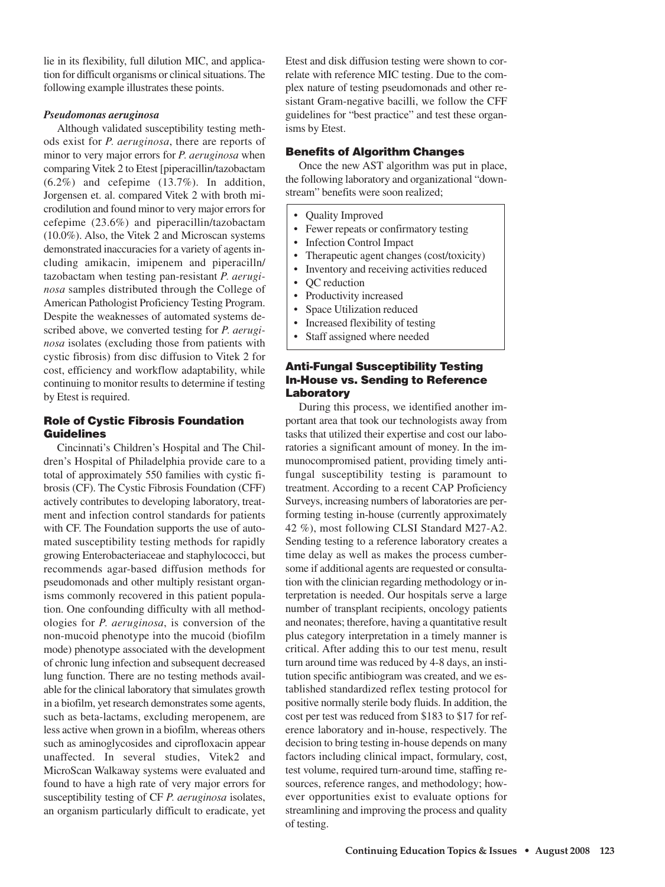lie in its flexibility, full dilution MIC, and application for difficult organisms or clinical situations. The following example illustrates these points.

### *Pseudomonas aeruginosa*

Although validated susceptibility testing methods exist for *P. aeruginosa*, there are reports of minor to very major errors for *P. aeruginosa* when comparing Vitek 2 to Etest [piperacillin/tazobactam (6.2%) and cefepime (13.7%). In addition, Jorgensen et. al. compared Vitek 2 with broth microdilution and found minor to very major errors for cefepime (23.6%) and piperacillin/tazobactam (10.0%). Also, the Vitek 2 and Microscan systems demonstrated inaccuracies for a variety of agents including amikacin, imipenem and piperacilln/ tazobactam when testing pan-resistant *P. aeruginosa* samples distributed through the College of American Pathologist Proficiency Testing Program. Despite the weaknesses of automated systems described above, we converted testing for *P. aeruginosa* isolates (excluding those from patients with cystic fibrosis) from disc diffusion to Vitek 2 for cost, efficiency and workflow adaptability, while continuing to monitor results to determine if testing by Etest is required.

## Role of Cystic Fibrosis Foundation Guidelines

Cincinnati's Children's Hospital and The Children's Hospital of Philadelphia provide care to a total of approximately 550 families with cystic fibrosis (CF). The Cystic Fibrosis Foundation (CFF) actively contributes to developing laboratory, treatment and infection control standards for patients with CF. The Foundation supports the use of automated susceptibility testing methods for rapidly growing Enterobacteriaceae and staphylococci, but recommends agar-based diffusion methods for pseudomonads and other multiply resistant organisms commonly recovered in this patient population. One confounding difficulty with all methodologies for *P. aeruginosa*, is conversion of the non-mucoid phenotype into the mucoid (biofilm mode) phenotype associated with the development of chronic lung infection and subsequent decreased lung function. There are no testing methods available for the clinical laboratory that simulates growth in a biofilm, yet research demonstrates some agents, such as beta-lactams, excluding meropenem, are less active when grown in a biofilm, whereas others such as aminoglycosides and ciprofloxacin appear unaffected. In several studies, Vitek2 and MicroScan Walkaway systems were evaluated and found to have a high rate of very major errors for susceptibility testing of CF *P. aeruginosa* isolates, an organism particularly difficult to eradicate, yet Etest and disk diffusion testing were shown to correlate with reference MIC testing. Due to the complex nature of testing pseudomonads and other resistant Gram-negative bacilli, we follow the CFF guidelines for "best practice" and test these organisms by Etest.

## Benefits of Algorithm Changes

Once the new AST algorithm was put in place, the following laboratory and organizational "downstream" benefits were soon realized;

- Quality Improved
- Fewer repeats or confirmatory testing
- Infection Control Impact
- Therapeutic agent changes (cost/toxicity)
- Inventory and receiving activities reduced
- QC reduction
- Productivity increased
- Space Utilization reduced
- Increased flexibility of testing
- Staff assigned where needed

## Anti-Fungal Susceptibility Testing In-House vs. Sending to Reference Laboratory

During this process, we identified another important area that took our technologists away from tasks that utilized their expertise and cost our laboratories a significant amount of money. In the immunocompromised patient, providing timely antifungal susceptibility testing is paramount to treatment. According to a recent CAP Proficiency Surveys, increasing numbers of laboratories are performing testing in-house (currently approximately 42 %), most following CLSI Standard M27-A2. Sending testing to a reference laboratory creates a time delay as well as makes the process cumbersome if additional agents are requested or consultation with the clinician regarding methodology or interpretation is needed. Our hospitals serve a large number of transplant recipients, oncology patients and neonates; therefore, having a quantitative result plus category interpretation in a timely manner is critical. After adding this to our test menu, result turn around time was reduced by 4-8 days, an institution specific antibiogram was created, and we established standardized reflex testing protocol for positive normally sterile body fluids. In addition, the cost per test was reduced from $183 to $17 for reference laboratory and in-house, respectively. The decision to bring testing in-house depends on many factors including clinical impact, formulary, cost, test volume, required turn-around time, staffing resources, reference ranges, and methodology; however opportunities exist to evaluate options for streamlining and improving the process and quality of testing.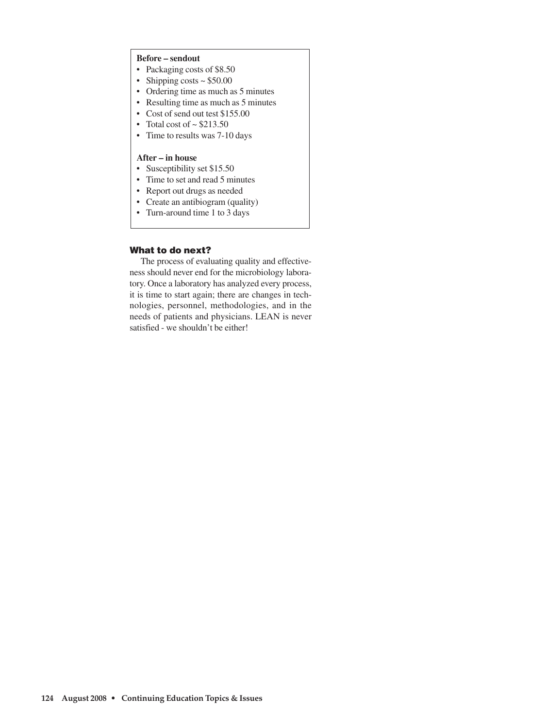**Before – sendout**

- Packaging costs of $8.50
- Shipping costs ~ $50.00
- Ordering time as much as 5 minutes
- Resulting time as much as 5 minutes
- Cost of send out test $155.00
- Total cost of ~ $213.50
- Time to results was 7-10 days

**After – in house**

- Susceptibility set $15.50
- Time to set and read 5 minutes
- Report out drugs as needed
- Create an antibiogram (quality)
- Turn-around time 1 to 3 days

## What to do next?

The process of evaluating quality and effectiveness should never end for the microbiology laboratory. Once a laboratory has analyzed every process, it is time to start again; there are changes in technologies, personnel, methodologies, and in the needs of patients and physicians. LEAN is never satisfied - we shouldn't be either!